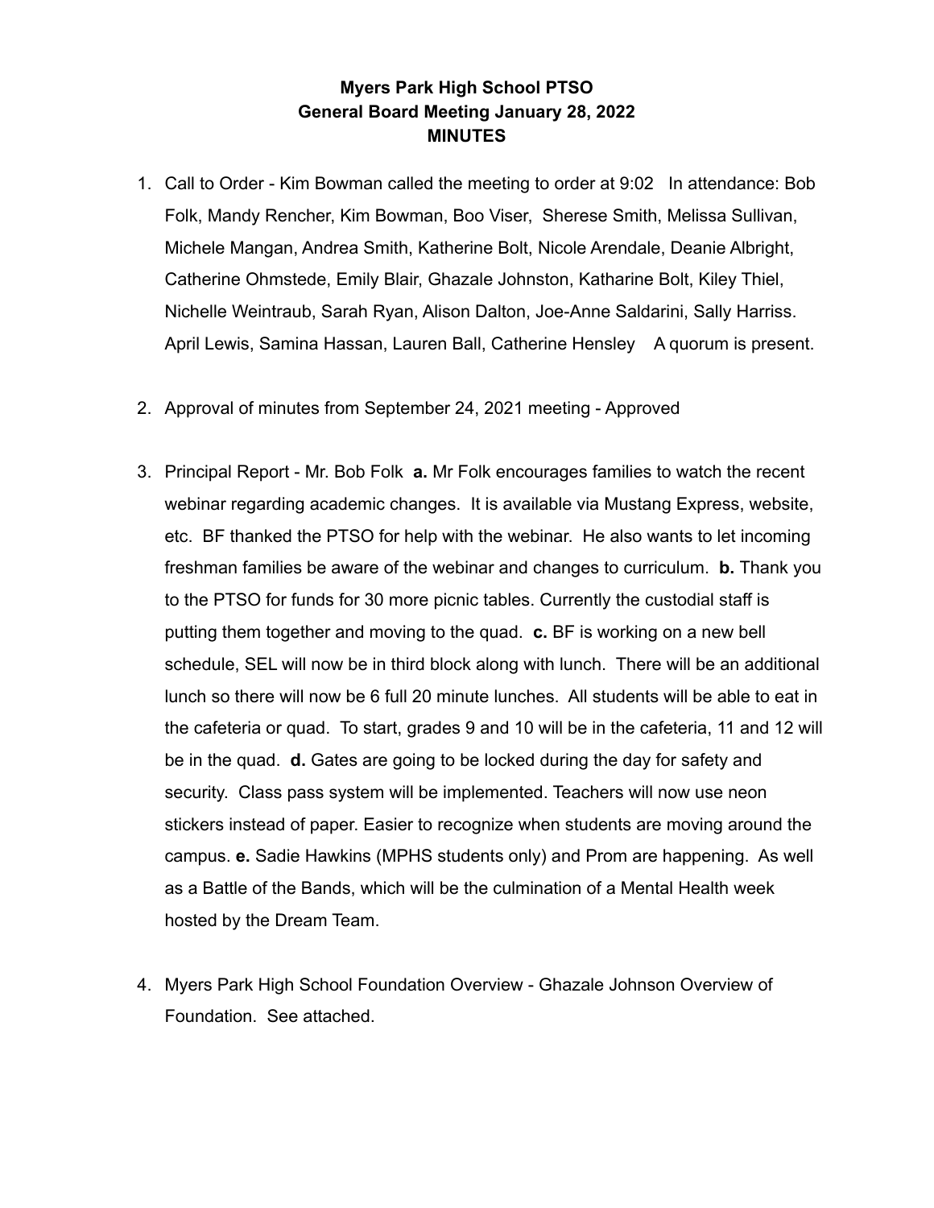# Myers Park High School PTSO
## General Board Meeting January 28, 2022
## MINUTES

1. Call to Order - Kim Bowman called the meeting to order at 9:02 In attendance: Bob Folk, Mandy Rencher, Kim Bowman, Boo Viser, Sherese Smith, Melissa Sullivan, Michele Mangan, Andrea Smith, Katherine Bolt, Nicole Arendale, Deanie Albright, Catherine Ohmstede, Emily Blair, Ghazale Johnston, Katharine Bolt, Kiley Thiel, Nichelle Weintraub, Sarah Ryan, Alison Dalton, Joe-Anne Saldarini, Sally Harriss. April Lewis, Samina Hassan, Lauren Ball, Catherine Hensley A quorum is present.

2. Approval of minutes from September 24, 2021 meeting - Approved

3. Principal Report - Mr. Bob Folk **a.** Mr Folk encourages families to watch the recent webinar regarding academic changes. It is available via Mustang Express, website, etc. BF thanked the PTSO for help with the webinar. He also wants to let incoming freshman families be aware of the webinar and changes to curriculum. **b.** Thank you to the PTSO for funds for 30 more picnic tables. Currently the custodial staff is putting them together and moving to the quad. **c.** BF is working on a new bell schedule, SEL will now be in third block along with lunch. There will be an additional lunch so there will now be 6 full 20 minute lunches. All students will be able to eat in the cafeteria or quad. To start, grades 9 and 10 will be in the cafeteria, 11 and 12 will be in the quad. **d.** Gates are going to be locked during the day for safety and security. Class pass system will be implemented. Teachers will now use neon stickers instead of paper. Easier to recognize when students are moving around the campus. **e.** Sadie Hawkins (MPHS students only) and Prom are happening. As well as a Battle of the Bands, which will be the culmination of a Mental Health week hosted by the Dream Team.

4. Myers Park High School Foundation Overview - Ghazale Johnson Overview of Foundation. See attached.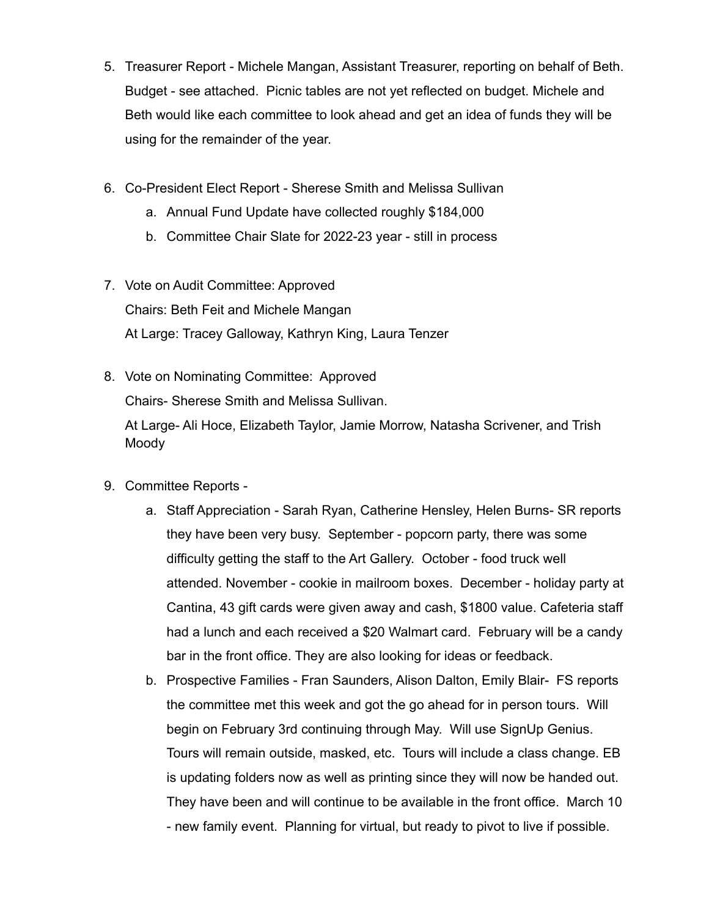5. Treasurer Report - Michele Mangan, Assistant Treasurer, reporting on behalf of Beth. Budget - see attached. Picnic tables are not yet reflected on budget. Michele and Beth would like each committee to look ahead and get an idea of funds they will be using for the remainder of the year.

6. Co-President Elect Report - Sherese Smith and Melissa Sullivan
   a. Annual Fund Update have collected roughly $184,000
   b. Committee Chair Slate for 2022-23 year - still in process

7. Vote on Audit Committee: Approved
   Chairs: Beth Feit and Michele Mangan
   At Large: Tracey Galloway, Kathryn King, Laura Tenzer

8. Vote on Nominating Committee: Approved
   Chairs- Sherese Smith and Melissa Sullivan.
   At Large- Ali Hoce, Elizabeth Taylor, Jamie Morrow, Natasha Scrivener, and Trish Moody

9. Committee Reports -
   a. Staff Appreciation - Sarah Ryan, Catherine Hensley, Helen Burns- SR reports they have been very busy. September - popcorn party, there was some difficulty getting the staff to the Art Gallery. October - food truck well attended. November - cookie in mailroom boxes. December - holiday party at Cantina, 43 gift cards were given away and cash, $1800 value. Cafeteria staff had a lunch and each received a $20 Walmart card. February will be a candy bar in the front office. They are also looking for ideas or feedback.
   b. Prospective Families - Fran Saunders, Alison Dalton, Emily Blair- FS reports the committee met this week and got the go ahead for in person tours. Will begin on February 3rd continuing through May. Will use SignUp Genius. Tours will remain outside, masked, etc. Tours will include a class change. EB is updating folders now as well as printing since they will now be handed out. They have been and will continue to be available in the front office. March 10 - new family event. Planning for virtual, but ready to pivot to live if possible.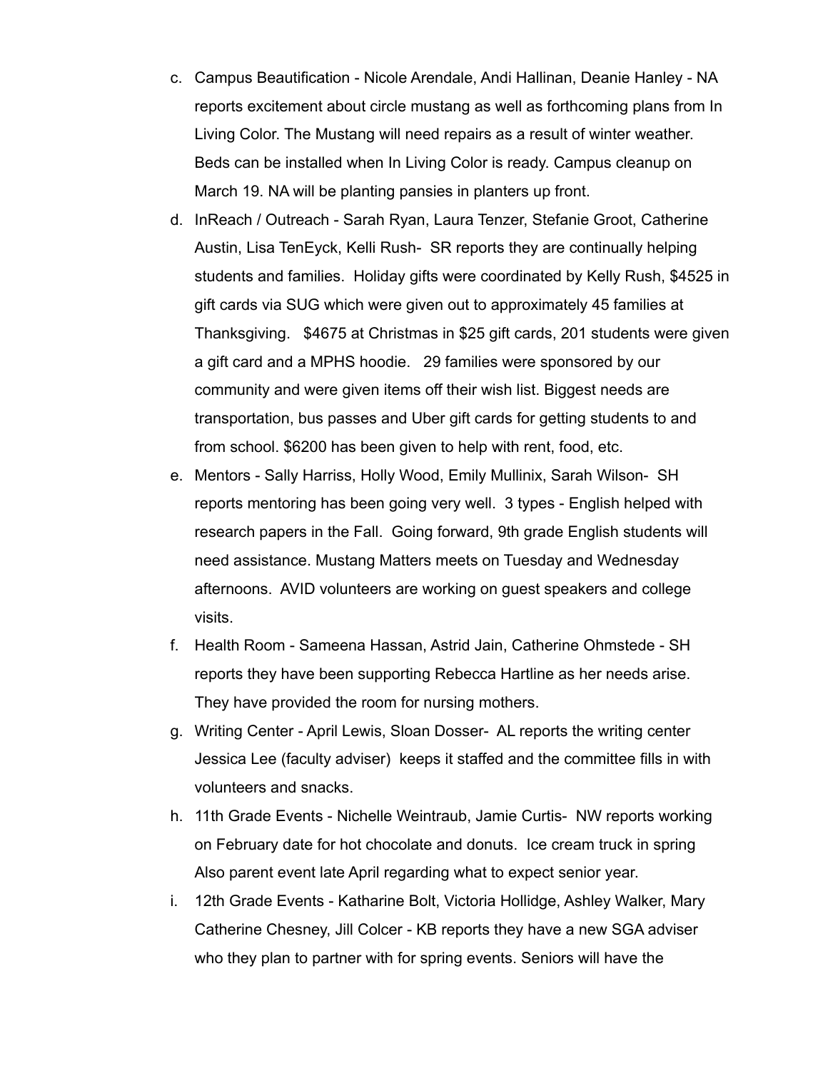c. Campus Beautification - Nicole Arendale, Andi Hallinan, Deanie Hanley - NA reports excitement about circle mustang as well as forthcoming plans from In Living Color. The Mustang will need repairs as a result of winter weather. Beds can be installed when In Living Color is ready. Campus cleanup on March 19. NA will be planting pansies in planters up front.
d. InReach / Outreach - Sarah Ryan, Laura Tenzer, Stefanie Groot, Catherine Austin, Lisa TenEyck, Kelli Rush- SR reports they are continually helping students and families. Holiday gifts were coordinated by Kelly Rush, $4525 in gift cards via SUG which were given out to approximately 45 families at Thanksgiving. $4675 at Christmas in $25 gift cards, 201 students were given a gift card and a MPHS hoodie. 29 families were sponsored by our community and were given items off their wish list. Biggest needs are transportation, bus passes and Uber gift cards for getting students to and from school. $6200 has been given to help with rent, food, etc.
e. Mentors - Sally Harriss, Holly Wood, Emily Mullinix, Sarah Wilson- SH reports mentoring has been going very well. 3 types - English helped with research papers in the Fall. Going forward, 9th grade English students will need assistance. Mustang Matters meets on Tuesday and Wednesday afternoons. AVID volunteers are working on guest speakers and college visits.
f. Health Room - Sameena Hassan, Astrid Jain, Catherine Ohmstede - SH reports they have been supporting Rebecca Hartline as her needs arise. They have provided the room for nursing mothers.
g. Writing Center - April Lewis, Sloan Dosser- AL reports the writing center Jessica Lee (faculty adviser) keeps it staffed and the committee fills in with volunteers and snacks.
h. 11th Grade Events - Nichelle Weintraub, Jamie Curtis- NW reports working on February date for hot chocolate and donuts. Ice cream truck in spring Also parent event late April regarding what to expect senior year.
i. 12th Grade Events - Katharine Bolt, Victoria Hollidge, Ashley Walker, Mary Catherine Chesney, Jill Colcer - KB reports they have a new SGA adviser who they plan to partner with for spring events. Seniors will have the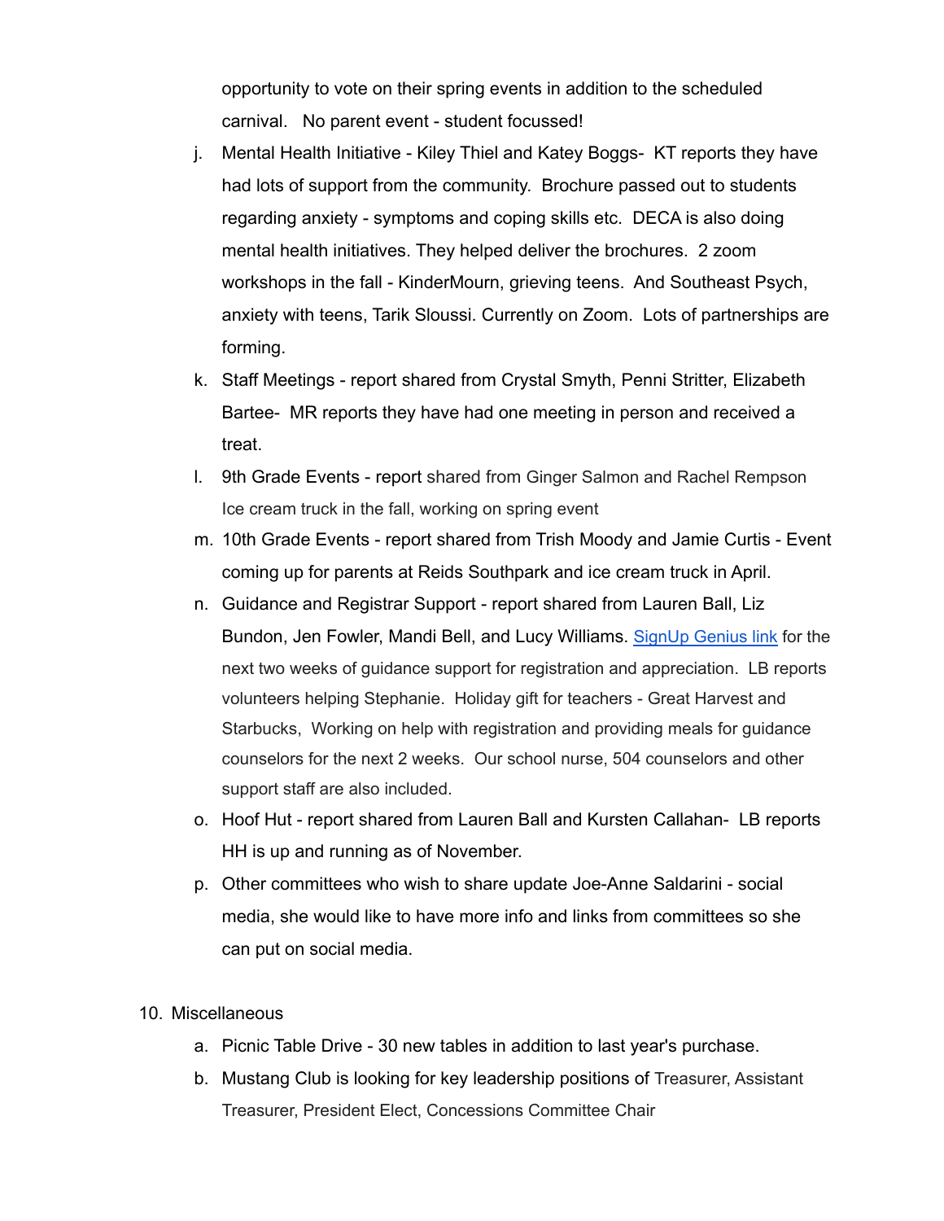opportunity to vote on their spring events in addition to the scheduled carnival. No parent event - student focussed!

j. Mental Health Initiative - Kiley Thiel and Katey Boggs- KT reports they have had lots of support from the community. Brochure passed out to students regarding anxiety - symptoms and coping skills etc. DECA is also doing mental health initiatives. They helped deliver the brochures. 2 zoom workshops in the fall - KinderMourn, grieving teens. And Southeast Psych, anxiety with teens, Tarik Sloussi. Currently on Zoom. Lots of partnerships are forming.
k. Staff Meetings - report shared from Crystal Smyth, Penni Stritter, Elizabeth Bartee- MR reports they have had one meeting in person and received a treat.
l. 9th Grade Events - report shared from Ginger Salmon and Rachel Rempson Ice cream truck in the fall, working on spring event
m. 10th Grade Events - report shared from Trish Moody and Jamie Curtis - Event coming up for parents at Reids Southpark and ice cream truck in April.
n. Guidance and Registrar Support - report shared from Lauren Ball, Liz Bundon, Jen Fowler, Mandi Bell, and Lucy Williams. [SignUp Genius link]() for the next two weeks of guidance support for registration and appreciation. LB reports volunteers helping Stephanie. Holiday gift for teachers - Great Harvest and Starbucks, Working on help with registration and providing meals for guidance counselors for the next 2 weeks. Our school nurse, 504 counselors and other support staff are also included.
o. Hoof Hut - report shared from Lauren Ball and Kursten Callahan- LB reports HH is up and running as of November.
p. Other committees who wish to share update Joe-Anne Saldarini - social media, she would like to have more info and links from committees so she can put on social media.

10. Miscellaneous
    a. Picnic Table Drive - 30 new tables in addition to last year's purchase.
    b. Mustang Club is looking for key leadership positions of Treasurer, Assistant Treasurer, President Elect, Concessions Committee Chair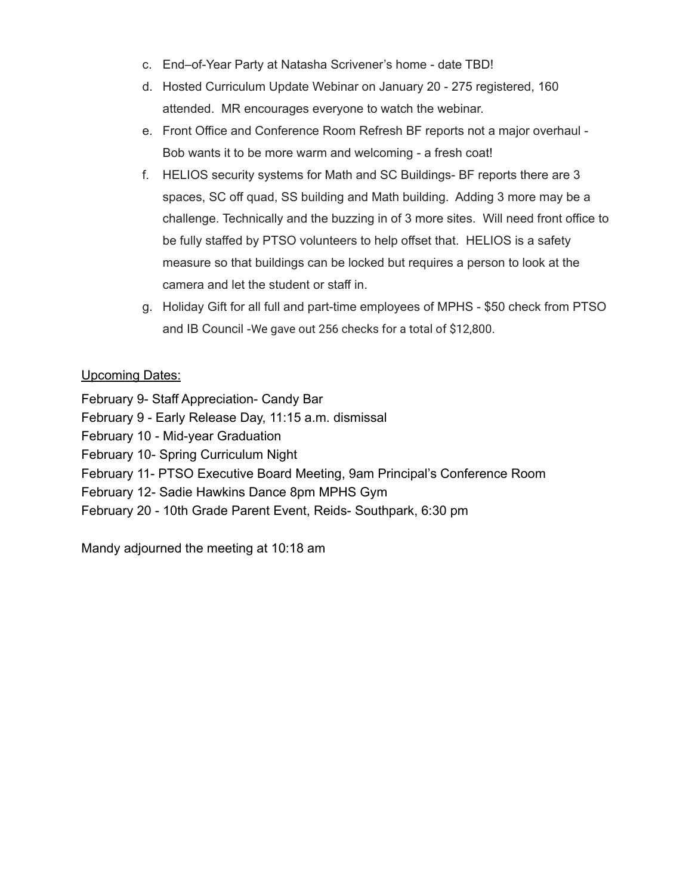c. End–of-Year Party at Natasha Scrivener's home - date TBD!
d. Hosted Curriculum Update Webinar on January 20 - 275 registered, 160 attended. MR encourages everyone to watch the webinar.
e. Front Office and Conference Room Refresh BF reports not a major overhaul - Bob wants it to be more warm and welcoming - a fresh coat!
f. HELIOS security systems for Math and SC Buildings- BF reports there are 3 spaces, SC off quad, SS building and Math building. Adding 3 more may be a challenge. Technically and the buzzing in of 3 more sites. Will need front office to be fully staffed by PTSO volunteers to help offset that. HELIOS is a safety measure so that buildings can be locked but requires a person to look at the camera and let the student or staff in.
g. Holiday Gift for all full and part-time employees of MPHS - $50 check from PTSO and IB Council -We gave out 256 checks for a total of $12,800.

Upcoming Dates:

February 9- Staff Appreciation- Candy Bar
February 9 - Early Release Day, 11:15 a.m. dismissal
February 10 - Mid-year Graduation
February 10- Spring Curriculum Night
February 11- PTSO Executive Board Meeting, 9am Principal's Conference Room
February 12- Sadie Hawkins Dance 8pm MPHS Gym
February 20 - 10th Grade Parent Event, Reids- Southpark, 6:30 pm

Mandy adjourned the meeting at 10:18 am